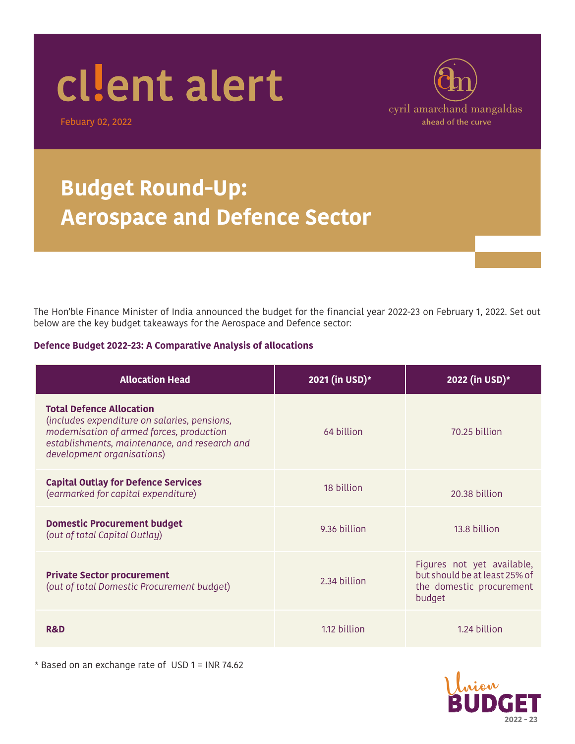# client alert

Febuary 02, 2022

cyril amarchand mangaldas
ahead of the curve

# Budget Round-Up: Aerospace and Defence Sector

The Hon'ble Finance Minister of India announced the budget for the financial year 2022-23 on February 1, 2022. Set out below are the key budget takeaways for the Aerospace and Defence sector:

### Defence Budget 2022-23: A Comparative Analysis of allocations

| Allocation Head | 2021 (in USD)* | 2022 (in USD)* |
| --- | --- | --- |
| **Total Defence Allocation** (*includes expenditure on salaries, pensions, modernisation of armed forces, production establishments, maintenance, and research and development organisations*) | 64 billion | 70.25 billion |
| **Capital Outlay for Defence Services** (*earmarked for capital expenditure*) | 18 billion | 20.38 billion |
| **Domestic Procurement budget** (*out of total Capital Outlay*) | 9.36 billion | 13.8 billion |
| **Private Sector procurement** (*out of total Domestic Procurement budget*) | 2.34 billion | Figures not yet available, but should be at least 25% of the domestic procurement budget |
| **R&D** | 1.12 billion | 1.24 billion |

* Based on an exchange rate of USD 1 = INR 74.62

Union BUDGET 2022 - 23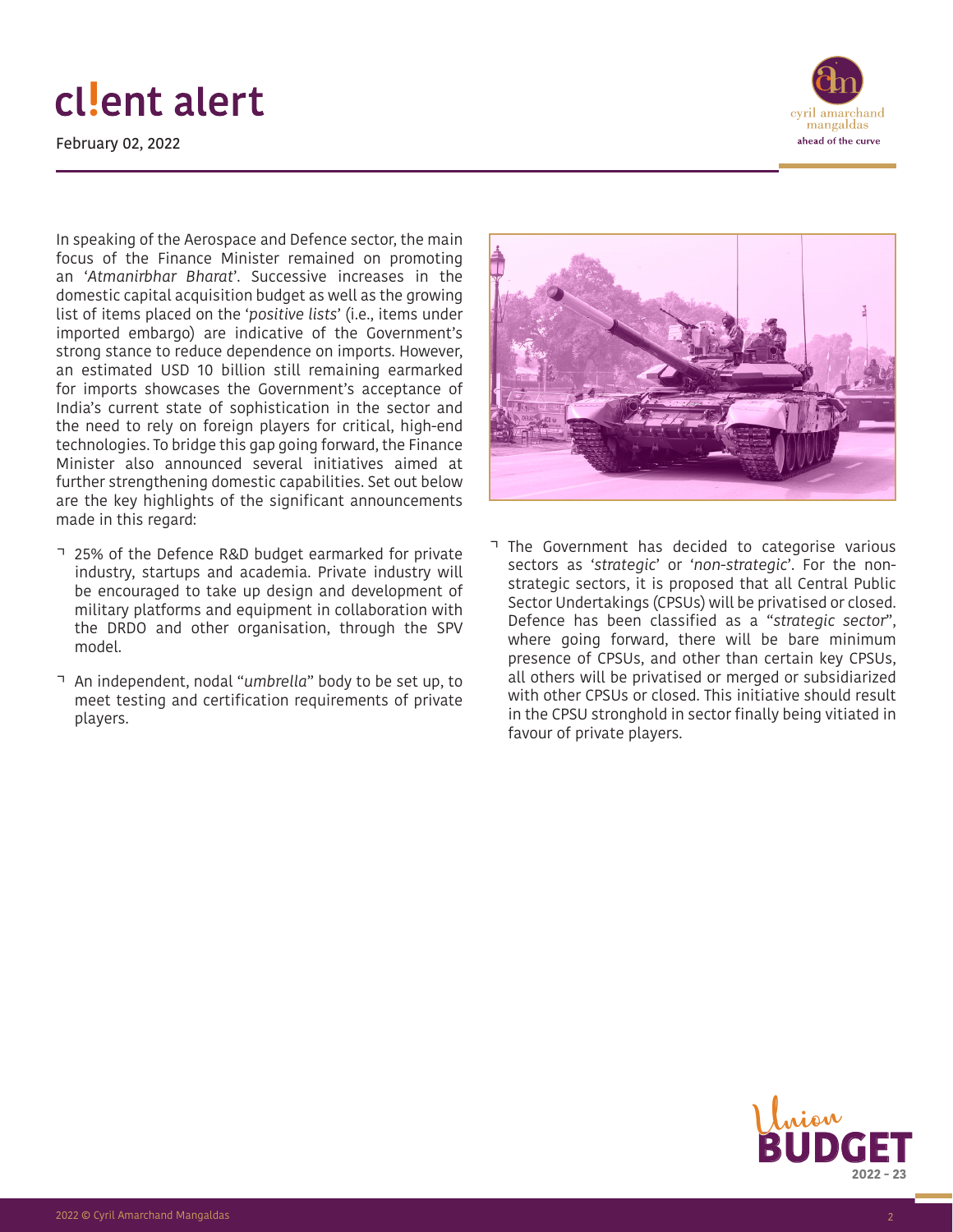In speaking of the Aerospace and Defence sector, the main focus of the Finance Minister remained on promoting an '*Atmanirbhar Bharat*'. Successive increases in the domestic capital acquisition budget as well as the growing list of items placed on the '*positive lists*' (i.e., items under imported embargo) are indicative of the Government's strong stance to reduce dependence on imports. However, an estimated USD 10 billion still remaining earmarked for imports showcases the Government's acceptance of India's current state of sophistication in the sector and the need to rely on foreign players for critical, high-end technologies. To bridge this gap going forward, the Finance Minister also announced several initiatives aimed at further strengthening domestic capabilities. Set out below are the key highlights of the significant announcements made in this regard:

- 25% of the Defence R&D budget earmarked for private industry, startups and academia. Private industry will be encouraged to take up design and development of military platforms and equipment in collaboration with the DRDO and other organisation, through the SPV model.
- An independent, nodal "*umbrella*" body to be set up, to meet testing and certification requirements of private players.
- The Government has decided to categorise various sectors as '*strategic*' or '*non-strategic*'. For the non-strategic sectors, it is proposed that all Central Public Sector Undertakings (CPSUs) will be privatised or closed. Defence has been classified as a "*strategic sector*", where going forward, there will be bare minimum presence of CPSUs, and other than certain key CPSUs, all others will be privatised or merged or subsidiarized with other CPSUs or closed. This initiative should result in the CPSU stronghold in sector finally being vitiated in favour of private players.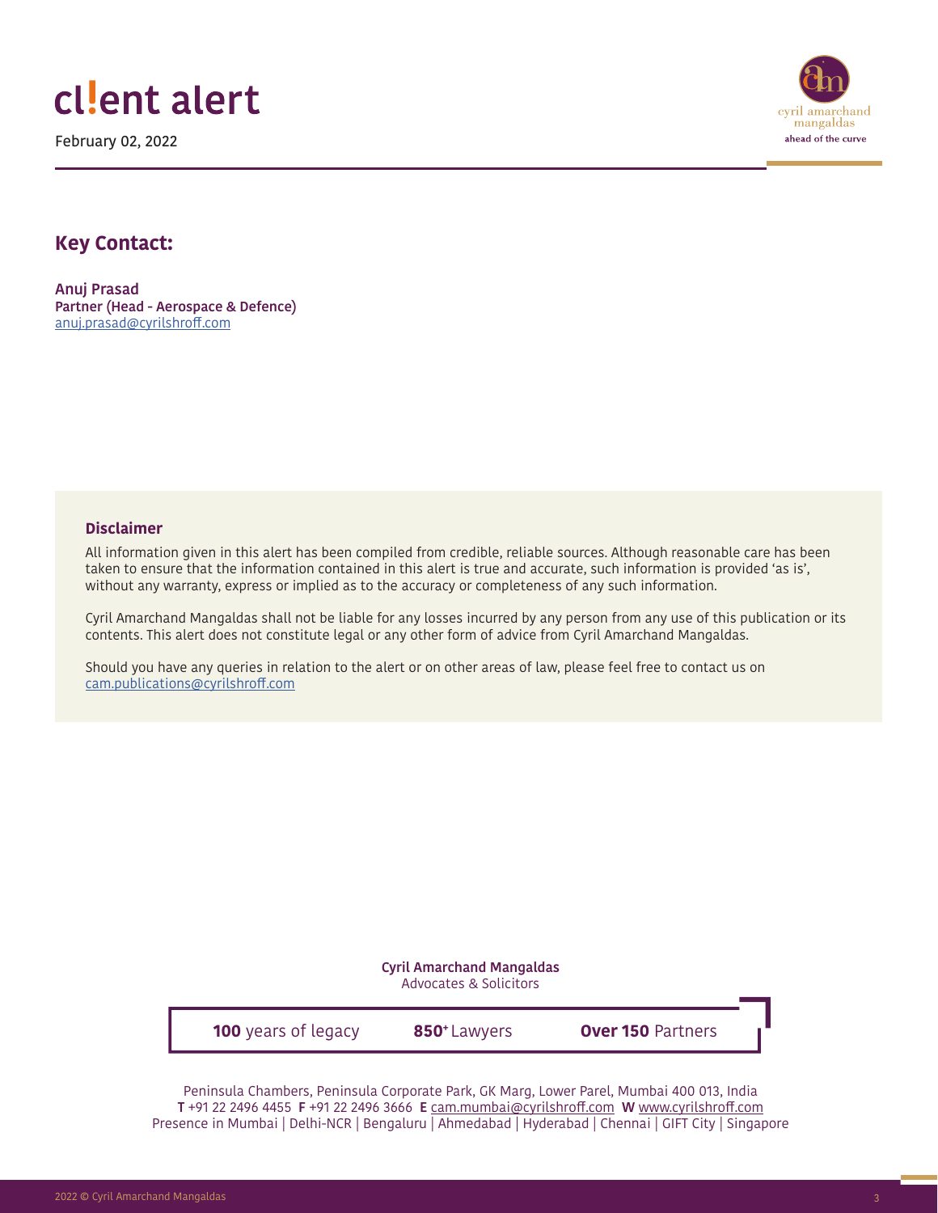## Key Contact:

**Anuj Prasad**
**Partner (Head - Aerospace & Defence)**
anuj.prasad@cyrilshroff.com

### Disclaimer

All information given in this alert has been compiled from credible, reliable sources. Although reasonable care has been taken to ensure that the information contained in this alert is true and accurate, such information is provided 'as is', without any warranty, express or implied as to the accuracy or completeness of any such information.

Cyril Amarchand Mangaldas shall not be liable for any losses incurred by any person from any use of this publication or its contents. This alert does not constitute legal or any other form of advice from Cyril Amarchand Mangaldas.

Should you have any queries in relation to the alert or on other areas of law, please feel free to contact us on cam.publications@cyrilshroff.com

**Cyril Amarchand Mangaldas**
Advocates & Solicitors

**100** years of legacy | **850+** Lawyers | **Over 150** Partners

Peninsula Chambers, Peninsula Corporate Park, GK Marg, Lower Parel, Mumbai 400 013, India
**T** +91 22 2496 4455 **F** +91 22 2496 3666 **E** cam.mumbai@cyrilshroff.com **W** www.cyrilshroff.com
Presence in Mumbai | Delhi-NCR | Bengaluru | Ahmedabad | Hyderabad | Chennai | GIFT City | Singapore